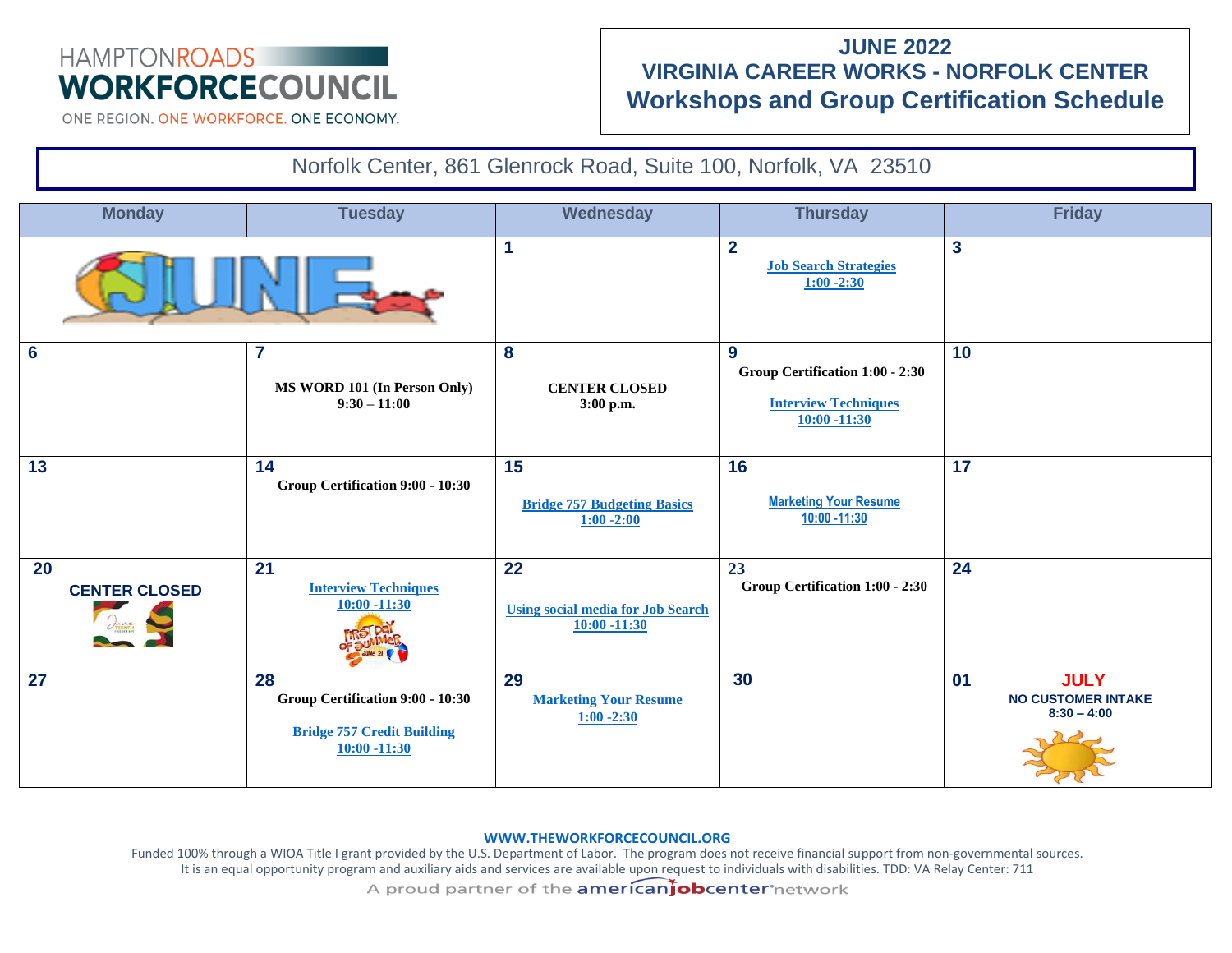HAMPTONROADS WORKFORCECOUNCIL

ONE REGION. ONE WORKFORCE. ONE ECONOMY.

# JUNE 2022
## VIRGINIA CAREER WORKS - NORFOLK CENTER
## Workshops and Group Certification Schedule

Norfolk Center, 861 Glenrock Road, Suite 100, Norfolk, VA 23510

| Monday | Tuesday | Wednesday | Thursday | Friday |
|---|---|---|---|---|
| | | **1** | **2** Job Search Strategies 1:00 -2:30 | **3** |
| **6** | **7** MS WORD 101 (In Person Only) 9:30 – 11:00 | **8** CENTER CLOSED 3:00 p.m. | **9** Group Certification 1:00 - 2:30<br>Interview Techniques 10:00 -11:30 | **10** |
| **13** | **14** Group Certification 9:00 - 10:30 | **15** Bridge 757 Budgeting Basics 1:00 -2:00 | **16** Marketing Your Resume 10:00 -11:30 | **17** |
| **20** CENTER CLOSED | **21** Interview Techniques 10:00 -11:30 | **22** Using social media for Job Search 10:00 -11:30 | **23** Group Certification 1:00 - 2:30 | **24** |
| **27** | **28** Group Certification 9:00 - 10:30<br>Bridge 757 Credit Building 10:00 -11:30 | **29** Marketing Your Resume 1:00 -2:30 | **30** | **01** JULY NO CUSTOMER INTAKE 8:30 – 4:00 |

WWW.THEWORKFORCECOUNCIL.ORG

Funded 100% through a WIOA Title I grant provided by the U.S. Department of Labor. The program does not receive financial support from non-governmental sources. It is an equal opportunity program and auxiliary aids and services are available upon request to individuals with disabilities. TDD: VA Relay Center: 711

A proud partner of the americanjobcenter network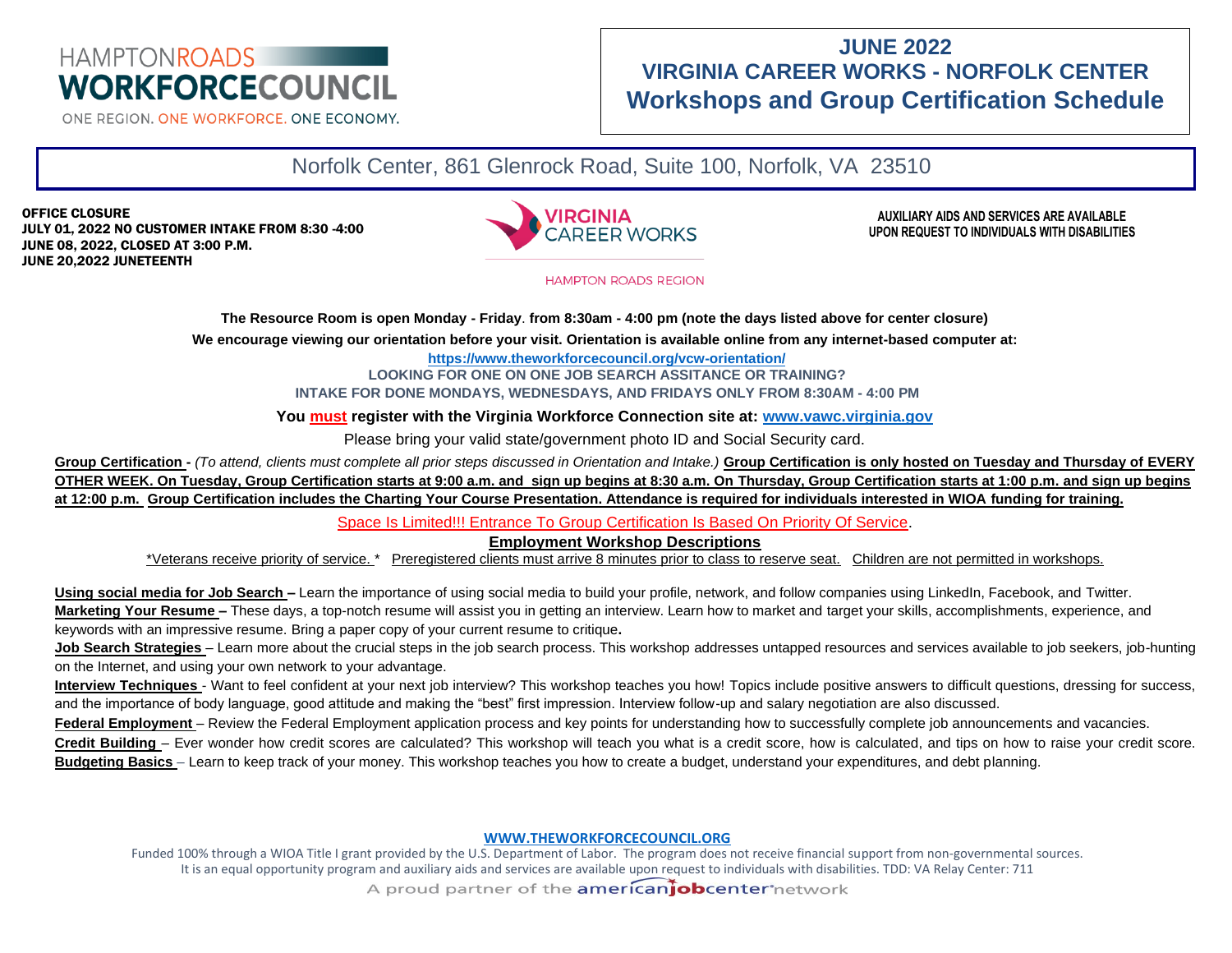HAMPTONROADS WORKFORCECOUNCIL

ONE REGION. ONE WORKFORCE. ONE ECONOMY.

# JUNE 2022
# VIRGINIA CAREER WORKS - NORFOLK CENTER
# Workshops and Group Certification Schedule

Norfolk Center, 861 Glenrock Road, Suite 100, Norfolk, VA 23510

**OFFICE CLOSURE**
**JULY 01, 2022 NO CUSTOMER INTAKE FROM 8:30 -4:00**
**JUNE 08, 2022, CLOSED AT 3:00 P.M.**
**JUNE 20,2022 JUNETEENTH**

VIRGINIA CAREER WORKS

HAMPTON ROADS REGION

**AUXILIARY AIDS AND SERVICES ARE AVAILABLE UPON REQUEST TO INDIVIDUALS WITH DISABILITIES**

**The Resource Room is open Monday - Friday. from 8:30am - 4:00 pm (note the days listed above for center closure)**

**We encourage viewing our orientation before your visit. Orientation is available online from any internet-based computer at:**

**https://www.theworkforcecouncil.org/vcw-orientation/**

**LOOKING FOR ONE ON ONE JOB SEARCH ASSITANCE OR TRAINING?**

**INTAKE FOR DONE MONDAYS, WEDNESDAYS, AND FRIDAYS ONLY FROM 8:30AM - 4:00 PM**

**You must register with the Virginia Workforce Connection site at: www.vawc.virginia.gov**

Please bring your valid state/government photo ID and Social Security card.

**Group Certification -** *(To attend, clients must complete all prior steps discussed in Orientation and Intake.)* **Group Certification is only hosted on Tuesday and Thursday of EVERY OTHER WEEK. On Tuesday, Group Certification starts at 9:00 a.m. and sign up begins at 8:30 a.m. On Thursday, Group Certification starts at 1:00 p.m. and sign up begins at 12:00 p.m. Group Certification includes the Charting Your Course Presentation. Attendance is required for individuals interested in WIOA funding for training.**

Space Is Limited!!! Entrance To Group Certification Is Based On Priority Of Service.

## Employment Workshop Descriptions

*Veterans receive priority of service.* Preregistered clients must arrive 8 minutes prior to class to reserve seat. Children are not permitted in workshops.

**Using social media for Job Search –** Learn the importance of using social media to build your profile, network, and follow companies using LinkedIn, Facebook, and Twitter.

**Marketing Your Resume –** These days, a top-notch resume will assist you in getting an interview. Learn how to market and target your skills, accomplishments, experience, and keywords with an impressive resume. Bring a paper copy of your current resume to critique**.**

**Job Search Strategies** – Learn more about the crucial steps in the job search process. This workshop addresses untapped resources and services available to job seekers, job-hunting on the Internet, and using your own network to your advantage.

**Interview Techniques** - Want to feel confident at your next job interview? This workshop teaches you how! Topics include positive answers to difficult questions, dressing for success, and the importance of body language, good attitude and making the “best” first impression. Interview follow-up and salary negotiation are also discussed.

**Federal Employment** – Review the Federal Employment application process and key points for understanding how to successfully complete job announcements and vacancies.

**Credit Building** – Ever wonder how credit scores are calculated? This workshop will teach you what is a credit score, how is calculated, and tips on how to raise your credit score.

**Budgeting Basics** – Learn to keep track of your money. This workshop teaches you how to create a budget, understand your expenditures, and debt planning.

**WWW.THEWORKFORCECOUNCIL.ORG**

Funded 100% through a WIOA Title I grant provided by the U.S. Department of Labor. The program does not receive financial support from non-governmental sources. It is an equal opportunity program and auxiliary aids and services are available upon request to individuals with disabilities. TDD: VA Relay Center: 711

A proud partner of the americanjobcenter network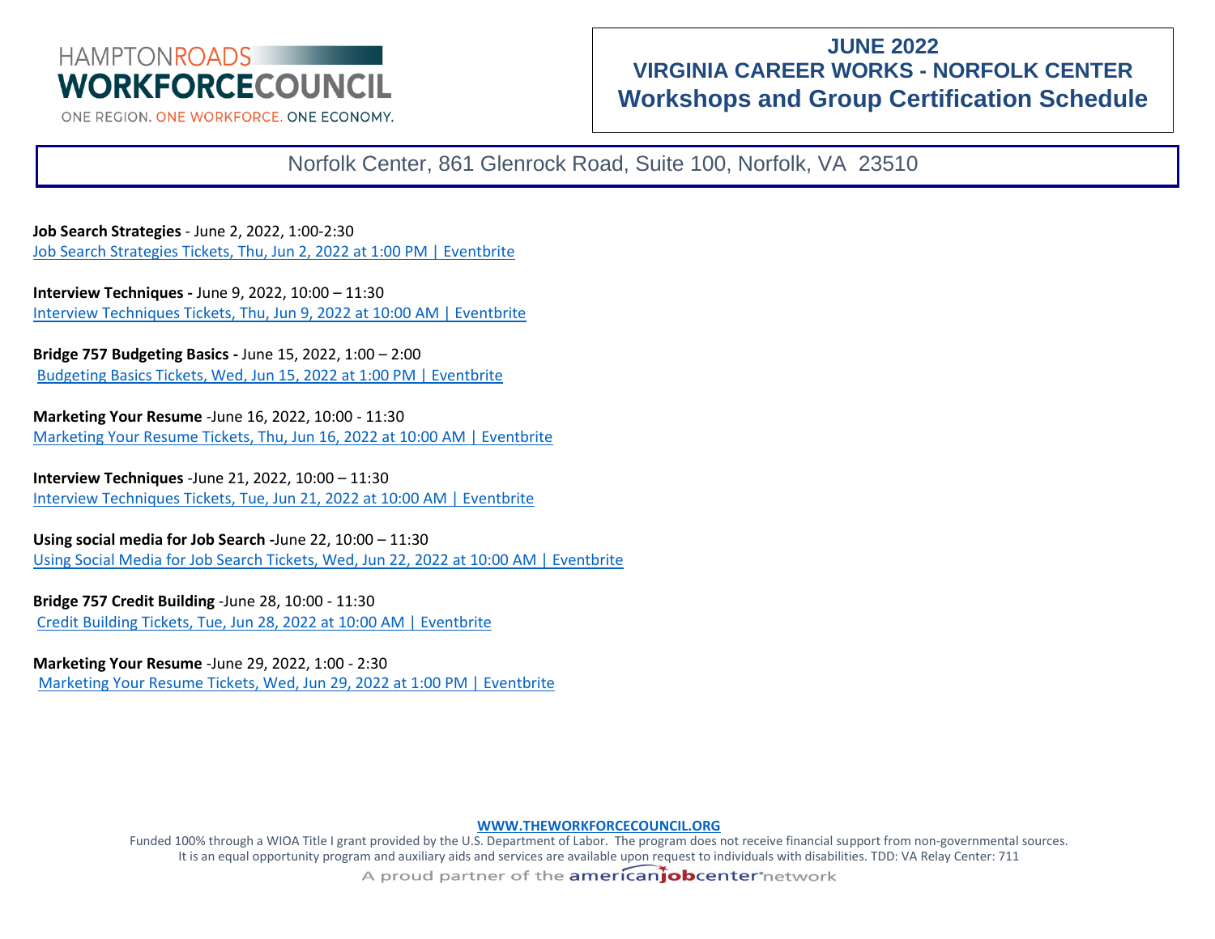HAMPTONROADS
WORKFORCECOUNCIL
ONE REGION. ONE WORKFORCE. ONE ECONOMY.

# JUNE 2022
## VIRGINIA CAREER WORKS - NORFOLK CENTER
## Workshops and Group Certification Schedule

Norfolk Center, 861 Glenrock Road, Suite 100, Norfolk, VA 23510

**Job Search Strategies** - June 2, 2022, 1:00-2:30
Job Search Strategies Tickets, Thu, Jun 2, 2022 at 1:00 PM | Eventbrite

**Interview Techniques -** June 9, 2022, 10:00 – 11:30
Interview Techniques Tickets, Thu, Jun 9, 2022 at 10:00 AM | Eventbrite

**Bridge 757 Budgeting Basics -** June 15, 2022, 1:00 – 2:00
Budgeting Basics Tickets, Wed, Jun 15, 2022 at 1:00 PM | Eventbrite

**Marketing Your Resume** -June 16, 2022, 10:00 - 11:30
Marketing Your Resume Tickets, Thu, Jun 16, 2022 at 10:00 AM | Eventbrite

**Interview Techniques** -June 21, 2022, 10:00 – 11:30
Interview Techniques Tickets, Tue, Jun 21, 2022 at 10:00 AM | Eventbrite

**Using social media for Job Search -**June 22, 10:00 – 11:30
Using Social Media for Job Search Tickets, Wed, Jun 22, 2022 at 10:00 AM | Eventbrite

**Bridge 757 Credit Building** -June 28, 10:00 - 11:30
Credit Building Tickets, Tue, Jun 28, 2022 at 10:00 AM | Eventbrite

**Marketing Your Resume** -June 29, 2022, 1:00 - 2:30
Marketing Your Resume Tickets, Wed, Jun 29, 2022 at 1:00 PM | Eventbrite

WWW.THEWORKFORCECOUNCIL.ORG

Funded 100% through a WIOA Title I grant provided by the U.S. Department of Labor. The program does not receive financial support from non-governmental sources. It is an equal opportunity program and auxiliary aids and services are available upon request to individuals with disabilities. TDD: VA Relay Center: 711

A proud partner of the americanjobcenter network